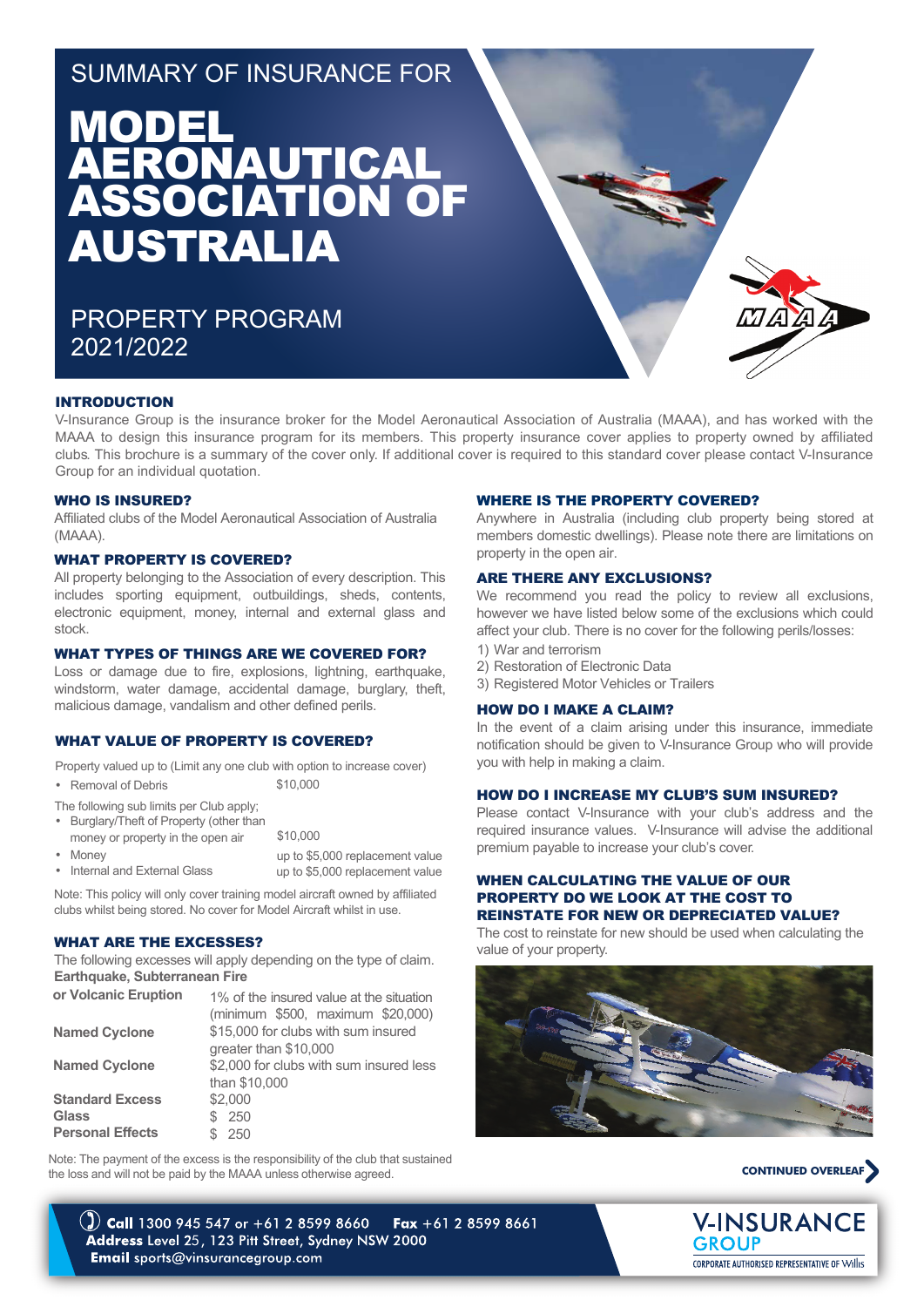SUMMARY OF INSURANCE FOR

# MODEL AERONAUTICAL ASSOCIATION OF AUSTRALIA

PROPERTY PROGRAM
2021/2022

## INTRODUCTION

V-Insurance Group is the insurance broker for the Model Aeronautical Association of Australia (MAAA), and has worked with the MAAA to design this insurance program for its members. This property insurance cover applies to property owned by affiliated clubs. This brochure is a summary of the cover only. If additional cover is required to this standard cover please contact V-Insurance Group for an individual quotation.

### WHO IS INSURED?

Affiliated clubs of the Model Aeronautical Association of Australia (MAAA).

### WHAT PROPERTY IS COVERED?

All property belonging to the Association of every description. This includes sporting equipment, outbuildings, sheds, contents, electronic equipment, money, internal and external glass and stock.

### WHAT TYPES OF THINGS ARE WE COVERED FOR?

Loss or damage due to fire, explosions, lightning, earthquake, windstorm, water damage, accidental damage, burglary, theft, malicious damage, vandalism and other defined perils.

### WHAT VALUE OF PROPERTY IS COVERED?

Property valued up to (Limit any one club with option to increase cover)

- Removal of Debris — $10,000

The following sub limits per Club apply;

- Burglary/Theft of Property (other than money or property in the open air — $10,000
- Money — up to $5,000 replacement value
- Internal and External Glass — up to $5,000 replacement value

Note: This policy will only cover training model aircraft owned by affiliated clubs whilst being stored. No cover for Model Aircraft whilst in use.

### WHAT ARE THE EXCESSES?

The following excesses will apply depending on the type of claim.

| | |
|---|---|
| **Earthquake, Subterranean Fire or Volcanic Eruption** | 1% of the insured value at the situation (minimum $500, maximum $20,000) |
| **Named Cyclone** | $15,000 for clubs with sum insured greater than $10,000 |
| **Named Cyclone** | $2,000 for clubs with sum insured less than $10,000 |
| **Standard Excess** | $2,000 |
| **Glass** | $ 250 |
| **Personal Effects** | $ 250 |

Note: The payment of the excess is the responsibility of the club that sustained the loss and will not be paid by the MAAA unless otherwise agreed.

### WHERE IS THE PROPERTY COVERED?

Anywhere in Australia (including club property being stored at members domestic dwellings). Please note there are limitations on property in the open air.

### ARE THERE ANY EXCLUSIONS?

We recommend you read the policy to review all exclusions, however we have listed below some of the exclusions which could affect your club. There is no cover for the following perils/losses:

1) War and terrorism
2) Restoration of Electronic Data
3) Registered Motor Vehicles or Trailers

### HOW DO I MAKE A CLAIM?

In the event of a claim arising under this insurance, immediate notification should be given to V-Insurance Group who will provide you with help in making a claim.

### HOW DO I INCREASE MY CLUB'S SUM INSURED?

Please contact V-Insurance with your club's address and the required insurance values. V-Insurance will advise the additional premium payable to increase your club's cover.

### WHEN CALCULATING THE VALUE OF OUR PROPERTY DO WE LOOK AT THE COST TO REINSTATE FOR NEW OR DEPRECIATED VALUE?

The cost to reinstate for new should be used when calculating the value of your property.

CONTINUED OVERLEAF

**Call** 1300 945 547 or +61 2 8599 8660 **Fax** +61 2 8599 8661
**Address** Level 25, 123 Pitt Street, Sydney NSW 2000
**Email** sports@vinsurancegroup.com

V-INSURANCE GROUP
CORPORATE AUTHORISED REPRESENTATIVE OF Willis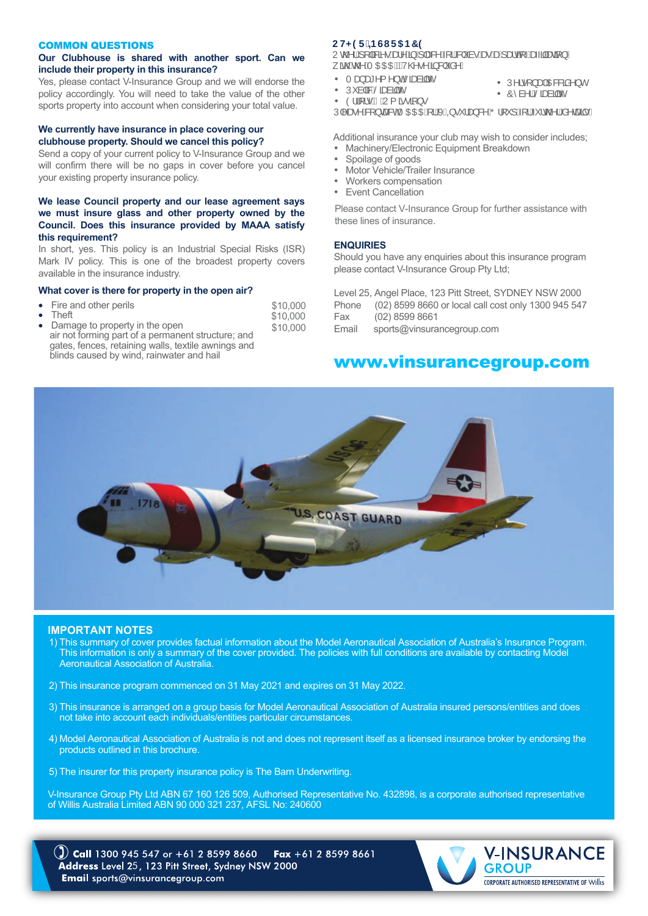## COMMON QUESTIONS

**Our Clubhouse is shared with another sport. Can we include their property in this insurance?**
Yes, please contact V-Insurance Group and we will endorse the policy accordingly. You will need to take the value of the other sports property into account when considering your total value.

**We currently have insurance in place covering our clubhouse property. Should we cancel this policy?**
Send a copy of your current policy to V-Insurance Group and we will confirm there will be no gaps in cover before you cancel your existing property insurance policy.

**We lease Council property and our lease agreement says we must insure glass and other property owned by the Council. Does this insurance provided by MAAA satisfy this requirement?**
In short, yes. This policy is an Industrial Special Risks (ISR) Mark IV policy. This is one of the broadest property covers available in the insurance industry.

**What cover is there for property in the open air?**

| | |
|---|---|
| • Fire and other perils | $10,000 |
| • Theft | $10,000 |
| • Damage to property in the open air not forming part of a permanent structure; and gates, fences, retaining walls, textile awnings and blinds caused by wind, rainwater and hail | $10,000 |

## OTHER INSURANCE

Other policies are in place for clubs as a part of affiliation with the MAAA. These include:

- Management Liability
- Public Liability
- Errors & Omissions
- Personal Accident
- Cyber Liability

Please contact MAAA or V-Insurance Group for further details.

Additional insurance your club may wish to consider includes;

- Machinery/Electronic Equipment Breakdown
- Spoilage of goods
- Motor Vehicle/Trailer Insurance
- Workers compensation
- Event Cancellation

Please contact V-Insurance Group for further assistance with these lines of insurance.

## ENQUIRIES

Should you have any enquiries about this insurance program please contact V-Insurance Group Pty Ltd;

Level 25, Angel Place, 123 Pitt Street, SYDNEY NSW 2000
Phone (02) 8599 8660 or local call cost only 1300 945 547
Fax (02) 8599 8661
Email sports@vinsurancegroup.com

**www.vinsurancegroup.com**

## IMPORTANT NOTES

1) This summary of cover provides factual information about the Model Aeronautical Association of Australia's Insurance Program. This information is only a summary of the cover provided. The policies with full conditions are available by contacting Model Aeronautical Association of Australia.

2) This insurance program commenced on 31 May 2021 and expires on 31 May 2022.

3) This insurance is arranged on a group basis for Model Aeronautical Association of Australia insured persons/entities and does not take into account each individuals/entities particular circumstances.

4) Model Aeronautical Association of Australia is not and does not represent itself as a licensed insurance broker by endorsing the products outlined in this brochure.

5) The insurer for this property insurance policy is The Barn Underwriting.

V-Insurance Group Pty Ltd ABN 67 160 126 509, Authorised Representative No. 432898, is a corporate authorised representative of Willis Australia Limited ABN 90 000 321 237, AFSL No: 240600

**Call** 1300 945 547 or +61 2 8599 8660 **Fax** +61 2 8599 8661
**Address** Level 25, 123 Pitt Street, Sydney NSW 2000
**Email** sports@vinsurancegroup.com

V-INSURANCE GROUP
CORPORATE AUTHORISED REPRESENTATIVE OF Willis